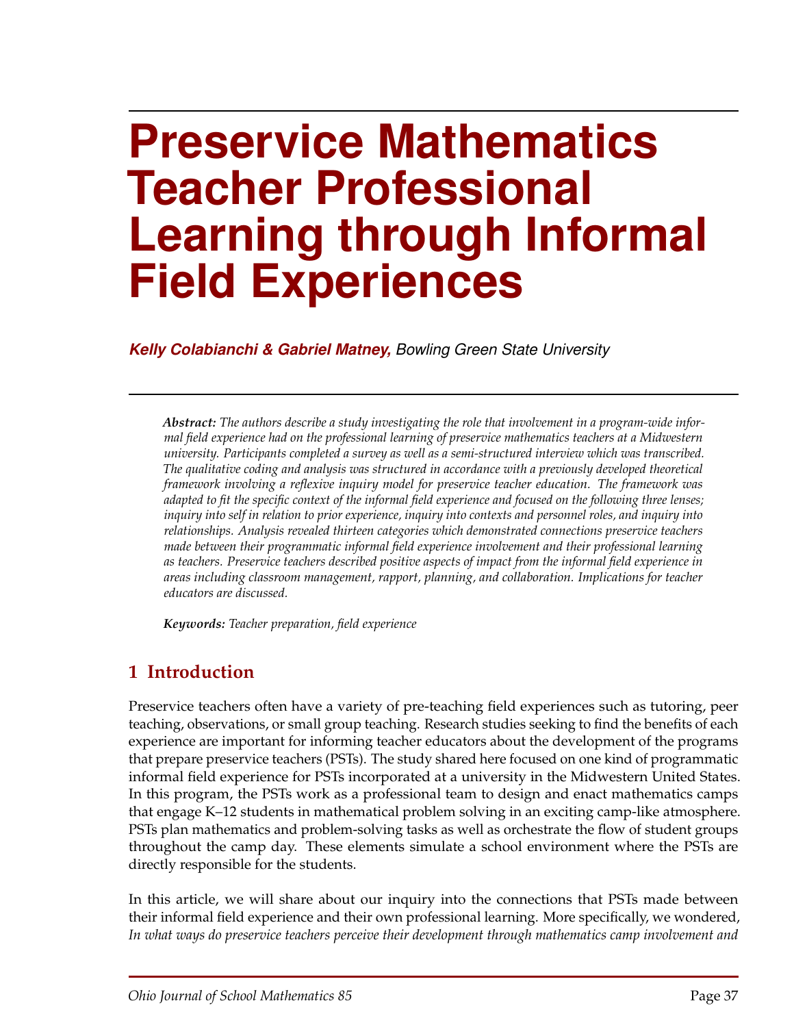# Preservice Mathematics Teacher Professional Learning through Informal Field Experiences

***Kelly Colabianchi & Gabriel Matney,*** Bowling Green State University

***Abstract:*** *The authors describe a study investigating the role that involvement in a program-wide informal field experience had on the professional learning of preservice mathematics teachers at a Midwestern university. Participants completed a survey as well as a semi-structured interview which was transcribed. The qualitative coding and analysis was structured in accordance with a previously developed theoretical framework involving a reflexive inquiry model for preservice teacher education. The framework was adapted to fit the specific context of the informal field experience and focused on the following three lenses; inquiry into self in relation to prior experience, inquiry into contexts and personnel roles, and inquiry into relationships. Analysis revealed thirteen categories which demonstrated connections preservice teachers made between their programmatic informal field experience involvement and their professional learning as teachers. Preservice teachers described positive aspects of impact from the informal field experience in areas including classroom management, rapport, planning, and collaboration. Implications for teacher educators are discussed.*

***Keywords:*** *Teacher preparation, field experience*

## 1 Introduction

Preservice teachers often have a variety of pre-teaching field experiences such as tutoring, peer teaching, observations, or small group teaching. Research studies seeking to find the benefits of each experience are important for informing teacher educators about the development of the programs that prepare preservice teachers (PSTs). The study shared here focused on one kind of programmatic informal field experience for PSTs incorporated at a university in the Midwestern United States. In this program, the PSTs work as a professional team to design and enact mathematics camps that engage K–12 students in mathematical problem solving in an exciting camp-like atmosphere. PSTs plan mathematics and problem-solving tasks as well as orchestrate the flow of student groups throughout the camp day. These elements simulate a school environment where the PSTs are directly responsible for the students.

In this article, we will share about our inquiry into the connections that PSTs made between their informal field experience and their own professional learning. More specifically, we wondered, *In what ways do preservice teachers perceive their development through mathematics camp involvement and*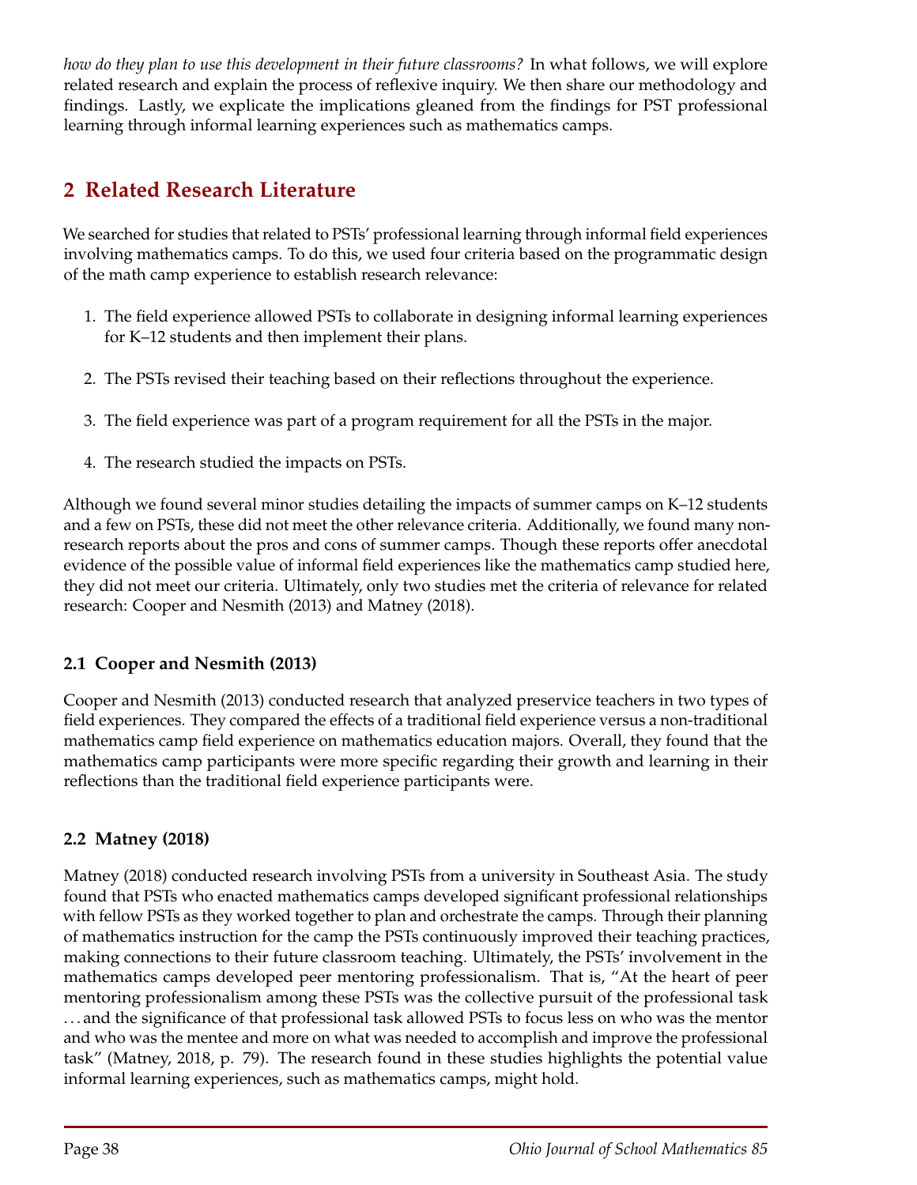*how do they plan to use this development in their future classrooms?* In what follows, we will explore related research and explain the process of reflexive inquiry. We then share our methodology and findings. Lastly, we explicate the implications gleaned from the findings for PST professional learning through informal learning experiences such as mathematics camps.

## 2 Related Research Literature

We searched for studies that related to PSTs' professional learning through informal field experiences involving mathematics camps. To do this, we used four criteria based on the programmatic design of the math camp experience to establish research relevance:

1. The field experience allowed PSTs to collaborate in designing informal learning experiences for K–12 students and then implement their plans.
2. The PSTs revised their teaching based on their reflections throughout the experience.
3. The field experience was part of a program requirement for all the PSTs in the major.
4. The research studied the impacts on PSTs.

Although we found several minor studies detailing the impacts of summer camps on K–12 students and a few on PSTs, these did not meet the other relevance criteria. Additionally, we found many non-research reports about the pros and cons of summer camps. Though these reports offer anecdotal evidence of the possible value of informal field experiences like the mathematics camp studied here, they did not meet our criteria. Ultimately, only two studies met the criteria of relevance for related research: Cooper and Nesmith (2013) and Matney (2018).

### 2.1 Cooper and Nesmith (2013)

Cooper and Nesmith (2013) conducted research that analyzed preservice teachers in two types of field experiences. They compared the effects of a traditional field experience versus a non-traditional mathematics camp field experience on mathematics education majors. Overall, they found that the mathematics camp participants were more specific regarding their growth and learning in their reflections than the traditional field experience participants were.

### 2.2 Matney (2018)

Matney (2018) conducted research involving PSTs from a university in Southeast Asia. The study found that PSTs who enacted mathematics camps developed significant professional relationships with fellow PSTs as they worked together to plan and orchestrate the camps. Through their planning of mathematics instruction for the camp the PSTs continuously improved their teaching practices, making connections to their future classroom teaching. Ultimately, the PSTs' involvement in the mathematics camps developed peer mentoring professionalism. That is, "At the heart of peer mentoring professionalism among these PSTs was the collective pursuit of the professional task ... and the significance of that professional task allowed PSTs to focus less on who was the mentor and who was the mentee and more on what was needed to accomplish and improve the professional task" (Matney, 2018, p. 79). The research found in these studies highlights the potential value informal learning experiences, such as mathematics camps, might hold.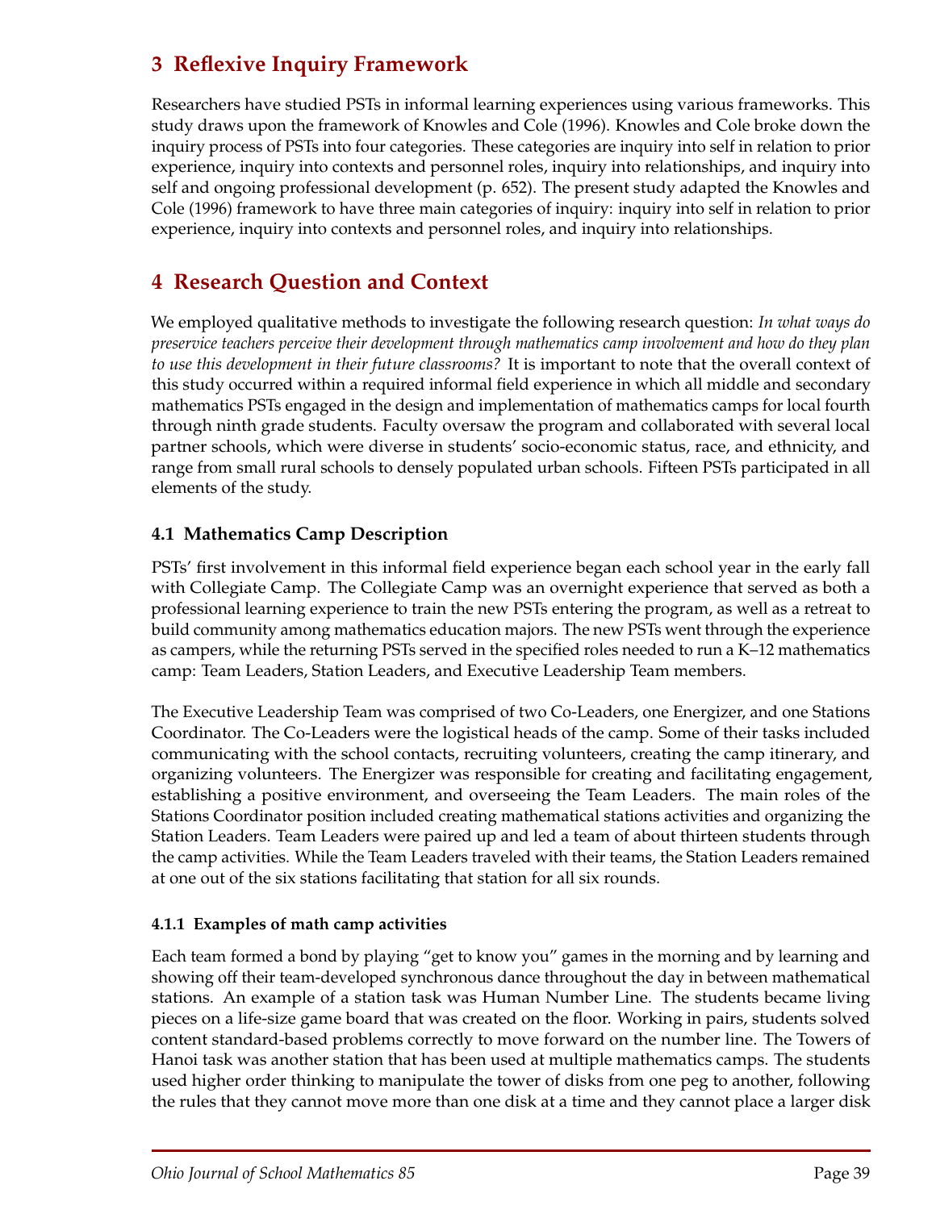## 3 Reflexive Inquiry Framework

Researchers have studied PSTs in informal learning experiences using various frameworks. This study draws upon the framework of Knowles and Cole (1996). Knowles and Cole broke down the inquiry process of PSTs into four categories. These categories are inquiry into self in relation to prior experience, inquiry into contexts and personnel roles, inquiry into relationships, and inquiry into self and ongoing professional development (p. 652). The present study adapted the Knowles and Cole (1996) framework to have three main categories of inquiry: inquiry into self in relation to prior experience, inquiry into contexts and personnel roles, and inquiry into relationships.

## 4 Research Question and Context

We employed qualitative methods to investigate the following research question: *In what ways do preservice teachers perceive their development through mathematics camp involvement and how do they plan to use this development in their future classrooms?* It is important to note that the overall context of this study occurred within a required informal field experience in which all middle and secondary mathematics PSTs engaged in the design and implementation of mathematics camps for local fourth through ninth grade students. Faculty oversaw the program and collaborated with several local partner schools, which were diverse in students' socio-economic status, race, and ethnicity, and range from small rural schools to densely populated urban schools. Fifteen PSTs participated in all elements of the study.

### 4.1 Mathematics Camp Description

PSTs' first involvement in this informal field experience began each school year in the early fall with Collegiate Camp. The Collegiate Camp was an overnight experience that served as both a professional learning experience to train the new PSTs entering the program, as well as a retreat to build community among mathematics education majors. The new PSTs went through the experience as campers, while the returning PSTs served in the specified roles needed to run a K–12 mathematics camp: Team Leaders, Station Leaders, and Executive Leadership Team members.

The Executive Leadership Team was comprised of two Co-Leaders, one Energizer, and one Stations Coordinator. The Co-Leaders were the logistical heads of the camp. Some of their tasks included communicating with the school contacts, recruiting volunteers, creating the camp itinerary, and organizing volunteers. The Energizer was responsible for creating and facilitating engagement, establishing a positive environment, and overseeing the Team Leaders. The main roles of the Stations Coordinator position included creating mathematical stations activities and organizing the Station Leaders. Team Leaders were paired up and led a team of about thirteen students through the camp activities. While the Team Leaders traveled with their teams, the Station Leaders remained at one out of the six stations facilitating that station for all six rounds.

#### 4.1.1 Examples of math camp activities

Each team formed a bond by playing "get to know you" games in the morning and by learning and showing off their team-developed synchronous dance throughout the day in between mathematical stations. An example of a station task was Human Number Line. The students became living pieces on a life-size game board that was created on the floor. Working in pairs, students solved content standard-based problems correctly to move forward on the number line. The Towers of Hanoi task was another station that has been used at multiple mathematics camps. The students used higher order thinking to manipulate the tower of disks from one peg to another, following the rules that they cannot move more than one disk at a time and they cannot place a larger disk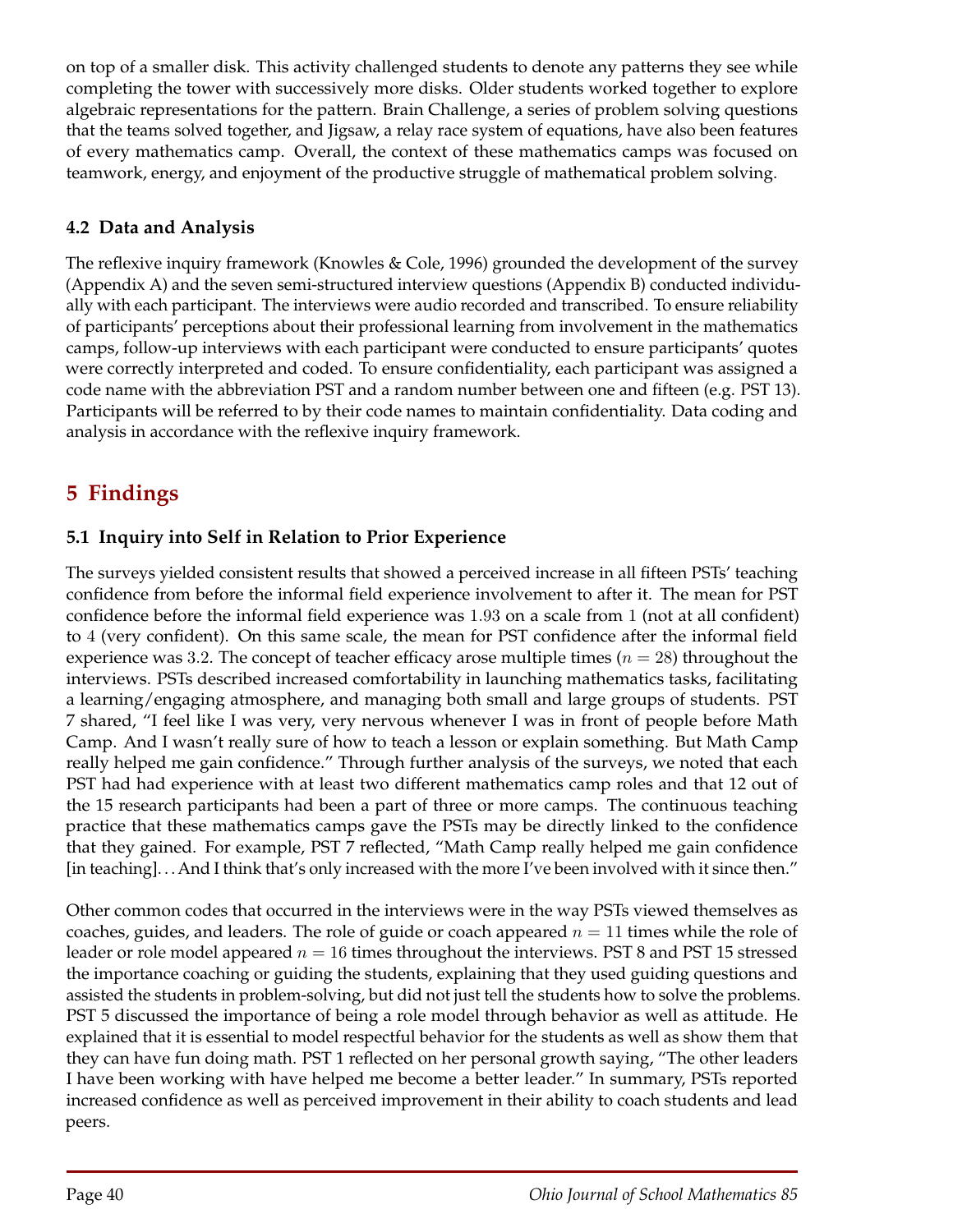on top of a smaller disk. This activity challenged students to denote any patterns they see while completing the tower with successively more disks. Older students worked together to explore algebraic representations for the pattern. Brain Challenge, a series of problem solving questions that the teams solved together, and Jigsaw, a relay race system of equations, have also been features of every mathematics camp. Overall, the context of these mathematics camps was focused on teamwork, energy, and enjoyment of the productive struggle of mathematical problem solving.

### 4.2 Data and Analysis

The reflexive inquiry framework (Knowles & Cole, 1996) grounded the development of the survey (Appendix A) and the seven semi-structured interview questions (Appendix B) conducted individually with each participant. The interviews were audio recorded and transcribed. To ensure reliability of participants' perceptions about their professional learning from involvement in the mathematics camps, follow-up interviews with each participant were conducted to ensure participants' quotes were correctly interpreted and coded. To ensure confidentiality, each participant was assigned a code name with the abbreviation PST and a random number between one and fifteen (e.g. PST 13). Participants will be referred to by their code names to maintain confidentiality. Data coding and analysis in accordance with the reflexive inquiry framework.

## 5 Findings

### 5.1 Inquiry into Self in Relation to Prior Experience

The surveys yielded consistent results that showed a perceived increase in all fifteen PSTs' teaching confidence from before the informal field experience involvement to after it. The mean for PST confidence before the informal field experience was $1.93$ on a scale from $1$ (not at all confident) to $4$ (very confident). On this same scale, the mean for PST confidence after the informal field experience was $3.2$. The concept of teacher efficacy arose multiple times ($n = 28$) throughout the interviews. PSTs described increased comfortability in launching mathematics tasks, facilitating a learning/engaging atmosphere, and managing both small and large groups of students. PST 7 shared, "I feel like I was very, very nervous whenever I was in front of people before Math Camp. And I wasn't really sure of how to teach a lesson or explain something. But Math Camp really helped me gain confidence." Through further analysis of the surveys, we noted that each PST had had experience with at least two different mathematics camp roles and that 12 out of the 15 research participants had been a part of three or more camps. The continuous teaching practice that these mathematics camps gave the PSTs may be directly linked to the confidence that they gained. For example, PST 7 reflected, "Math Camp really helped me gain confidence [in teaching]. . . And I think that's only increased with the more I've been involved with it since then."

Other common codes that occurred in the interviews were in the way PSTs viewed themselves as coaches, guides, and leaders. The role of guide or coach appeared $n = 11$ times while the role of leader or role model appeared $n = 16$ times throughout the interviews. PST 8 and PST 15 stressed the importance coaching or guiding the students, explaining that they used guiding questions and assisted the students in problem-solving, but did not just tell the students how to solve the problems. PST 5 discussed the importance of being a role model through behavior as well as attitude. He explained that it is essential to model respectful behavior for the students as well as show them that they can have fun doing math. PST 1 reflected on her personal growth saying, "The other leaders I have been working with have helped me become a better leader." In summary, PSTs reported increased confidence as well as perceived improvement in their ability to coach students and lead peers.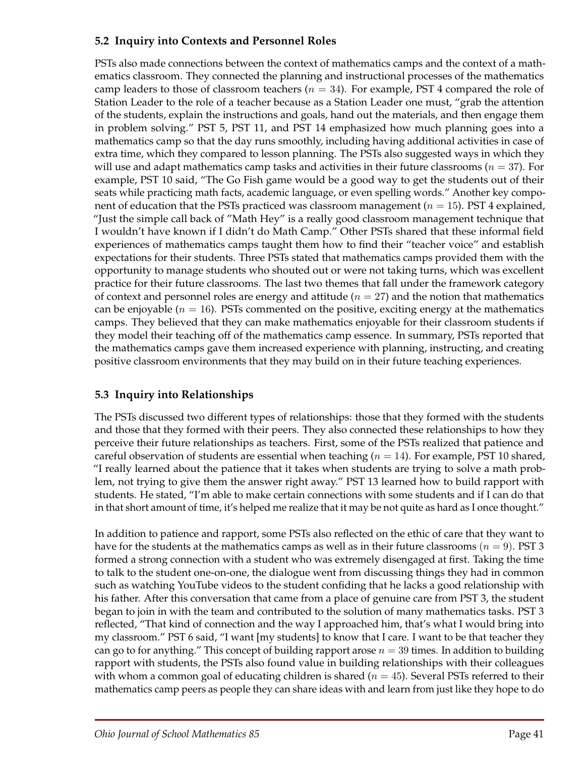### 5.2 Inquiry into Contexts and Personnel Roles

PSTs also made connections between the context of mathematics camps and the context of a mathematics classroom. They connected the planning and instructional processes of the mathematics camp leaders to those of classroom teachers ($n = 34$). For example, PST 4 compared the role of Station Leader to the role of a teacher because as a Station Leader one must, "grab the attention of the students, explain the instructions and goals, hand out the materials, and then engage them in problem solving." PST 5, PST 11, and PST 14 emphasized how much planning goes into a mathematics camp so that the day runs smoothly, including having additional activities in case of extra time, which they compared to lesson planning. The PSTs also suggested ways in which they will use and adapt mathematics camp tasks and activities in their future classrooms ($n = 37$). For example, PST 10 said, "The Go Fish game would be a good way to get the students out of their seats while practicing math facts, academic language, or even spelling words." Another key component of education that the PSTs practiced was classroom management ($n = 15$). PST 4 explained, "Just the simple call back of "Math Hey" is a really good classroom management technique that I wouldn't have known if I didn't do Math Camp." Other PSTs shared that these informal field experiences of mathematics camps taught them how to find their "teacher voice" and establish expectations for their students. Three PSTs stated that mathematics camps provided them with the opportunity to manage students who shouted out or were not taking turns, which was excellent practice for their future classrooms. The last two themes that fall under the framework category of context and personnel roles are energy and attitude ($n = 27$) and the notion that mathematics can be enjoyable ($n = 16$). PSTs commented on the positive, exciting energy at the mathematics camps. They believed that they can make mathematics enjoyable for their classroom students if they model their teaching off of the mathematics camp essence. In summary, PSTs reported that the mathematics camps gave them increased experience with planning, instructing, and creating positive classroom environments that they may build on in their future teaching experiences.

### 5.3 Inquiry into Relationships

The PSTs discussed two different types of relationships: those that they formed with the students and those that they formed with their peers. They also connected these relationships to how they perceive their future relationships as teachers. First, some of the PSTs realized that patience and careful observation of students are essential when teaching ($n = 14$). For example, PST 10 shared, "I really learned about the patience that it takes when students are trying to solve a math problem, not trying to give them the answer right away." PST 13 learned how to build rapport with students. He stated, "I'm able to make certain connections with some students and if I can do that in that short amount of time, it's helped me realize that it may be not quite as hard as I once thought."

In addition to patience and rapport, some PSTs also reflected on the ethic of care that they want to have for the students at the mathematics camps as well as in their future classrooms ($n = 9$). PST 3 formed a strong connection with a student who was extremely disengaged at first. Taking the time to talk to the student one-on-one, the dialogue went from discussing things they had in common such as watching YouTube videos to the student confiding that he lacks a good relationship with his father. After this conversation that came from a place of genuine care from PST 3, the student began to join in with the team and contributed to the solution of many mathematics tasks. PST 3 reflected, "That kind of connection and the way I approached him, that's what I would bring into my classroom." PST 6 said, "I want [my students] to know that I care. I want to be that teacher they can go to for anything." This concept of building rapport arose $n = 39$ times. In addition to building rapport with students, the PSTs also found value in building relationships with their colleagues with whom a common goal of educating children is shared ($n = 45$). Several PSTs referred to their mathematics camp peers as people they can share ideas with and learn from just like they hope to do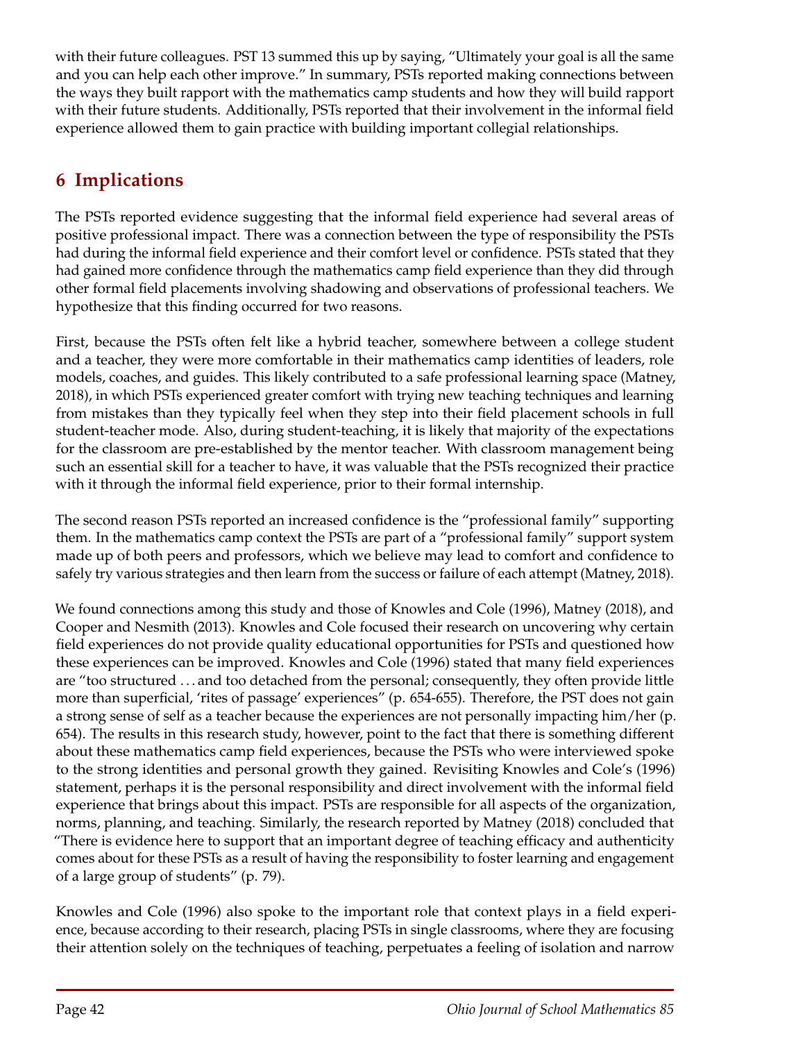with their future colleagues. PST 13 summed this up by saying, "Ultimately your goal is all the same and you can help each other improve." In summary, PSTs reported making connections between the ways they built rapport with the mathematics camp students and how they will build rapport with their future students. Additionally, PSTs reported that their involvement in the informal field experience allowed them to gain practice with building important collegial relationships.

## 6 Implications

The PSTs reported evidence suggesting that the informal field experience had several areas of positive professional impact. There was a connection between the type of responsibility the PSTs had during the informal field experience and their comfort level or confidence. PSTs stated that they had gained more confidence through the mathematics camp field experience than they did through other formal field placements involving shadowing and observations of professional teachers. We hypothesize that this finding occurred for two reasons.

First, because the PSTs often felt like a hybrid teacher, somewhere between a college student and a teacher, they were more comfortable in their mathematics camp identities of leaders, role models, coaches, and guides. This likely contributed to a safe professional learning space (Matney, 2018), in which PSTs experienced greater comfort with trying new teaching techniques and learning from mistakes than they typically feel when they step into their field placement schools in full student-teacher mode. Also, during student-teaching, it is likely that majority of the expectations for the classroom are pre-established by the mentor teacher. With classroom management being such an essential skill for a teacher to have, it was valuable that the PSTs recognized their practice with it through the informal field experience, prior to their formal internship.

The second reason PSTs reported an increased confidence is the "professional family" supporting them. In the mathematics camp context the PSTs are part of a "professional family" support system made up of both peers and professors, which we believe may lead to comfort and confidence to safely try various strategies and then learn from the success or failure of each attempt (Matney, 2018).

We found connections among this study and those of Knowles and Cole (1996), Matney (2018), and Cooper and Nesmith (2013). Knowles and Cole focused their research on uncovering why certain field experiences do not provide quality educational opportunities for PSTs and questioned how these experiences can be improved. Knowles and Cole (1996) stated that many field experiences are "too structured ... and too detached from the personal; consequently, they often provide little more than superficial, 'rites of passage' experiences" (p. 654-655). Therefore, the PST does not gain a strong sense of self as a teacher because the experiences are not personally impacting him/her (p. 654). The results in this research study, however, point to the fact that there is something different about these mathematics camp field experiences, because the PSTs who were interviewed spoke to the strong identities and personal growth they gained. Revisiting Knowles and Cole's (1996) statement, perhaps it is the personal responsibility and direct involvement with the informal field experience that brings about this impact. PSTs are responsible for all aspects of the organization, norms, planning, and teaching. Similarly, the research reported by Matney (2018) concluded that "There is evidence here to support that an important degree of teaching efficacy and authenticity comes about for these PSTs as a result of having the responsibility to foster learning and engagement of a large group of students" (p. 79).

Knowles and Cole (1996) also spoke to the important role that context plays in a field experience, because according to their research, placing PSTs in single classrooms, where they are focusing their attention solely on the techniques of teaching, perpetuates a feeling of isolation and narrow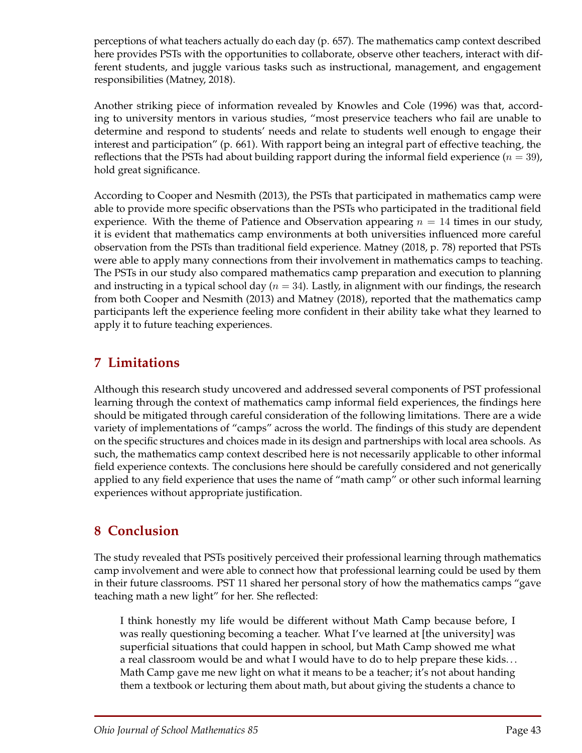perceptions of what teachers actually do each day (p. 657). The mathematics camp context described here provides PSTs with the opportunities to collaborate, observe other teachers, interact with different students, and juggle various tasks such as instructional, management, and engagement responsibilities (Matney, 2018).

Another striking piece of information revealed by Knowles and Cole (1996) was that, according to university mentors in various studies, "most preservice teachers who fail are unable to determine and respond to students' needs and relate to students well enough to engage their interest and participation" (p. 661). With rapport being an integral part of effective teaching, the reflections that the PSTs had about building rapport during the informal field experience ($n = 39$), hold great significance.

According to Cooper and Nesmith (2013), the PSTs that participated in mathematics camp were able to provide more specific observations than the PSTs who participated in the traditional field experience. With the theme of Patience and Observation appearing $n = 14$ times in our study, it is evident that mathematics camp environments at both universities influenced more careful observation from the PSTs than traditional field experience. Matney (2018, p. 78) reported that PSTs were able to apply many connections from their involvement in mathematics camps to teaching. The PSTs in our study also compared mathematics camp preparation and execution to planning and instructing in a typical school day ($n = 34$). Lastly, in alignment with our findings, the research from both Cooper and Nesmith (2013) and Matney (2018), reported that the mathematics camp participants left the experience feeling more confident in their ability take what they learned to apply it to future teaching experiences.

## 7 Limitations

Although this research study uncovered and addressed several components of PST professional learning through the context of mathematics camp informal field experiences, the findings here should be mitigated through careful consideration of the following limitations. There are a wide variety of implementations of "camps" across the world. The findings of this study are dependent on the specific structures and choices made in its design and partnerships with local area schools. As such, the mathematics camp context described here is not necessarily applicable to other informal field experience contexts. The conclusions here should be carefully considered and not generically applied to any field experience that uses the name of "math camp" or other such informal learning experiences without appropriate justification.

## 8 Conclusion

The study revealed that PSTs positively perceived their professional learning through mathematics camp involvement and were able to connect how that professional learning could be used by them in their future classrooms. PST 11 shared her personal story of how the mathematics camps "gave teaching math a new light" for her. She reflected:

> I think honestly my life would be different without Math Camp because before, I was really questioning becoming a teacher. What I've learned at [the university] was superficial situations that could happen in school, but Math Camp showed me what a real classroom would be and what I would have to do to help prepare these kids... Math Camp gave me new light on what it means to be a teacher; it's not about handing them a textbook or lecturing them about math, but about giving the students a chance to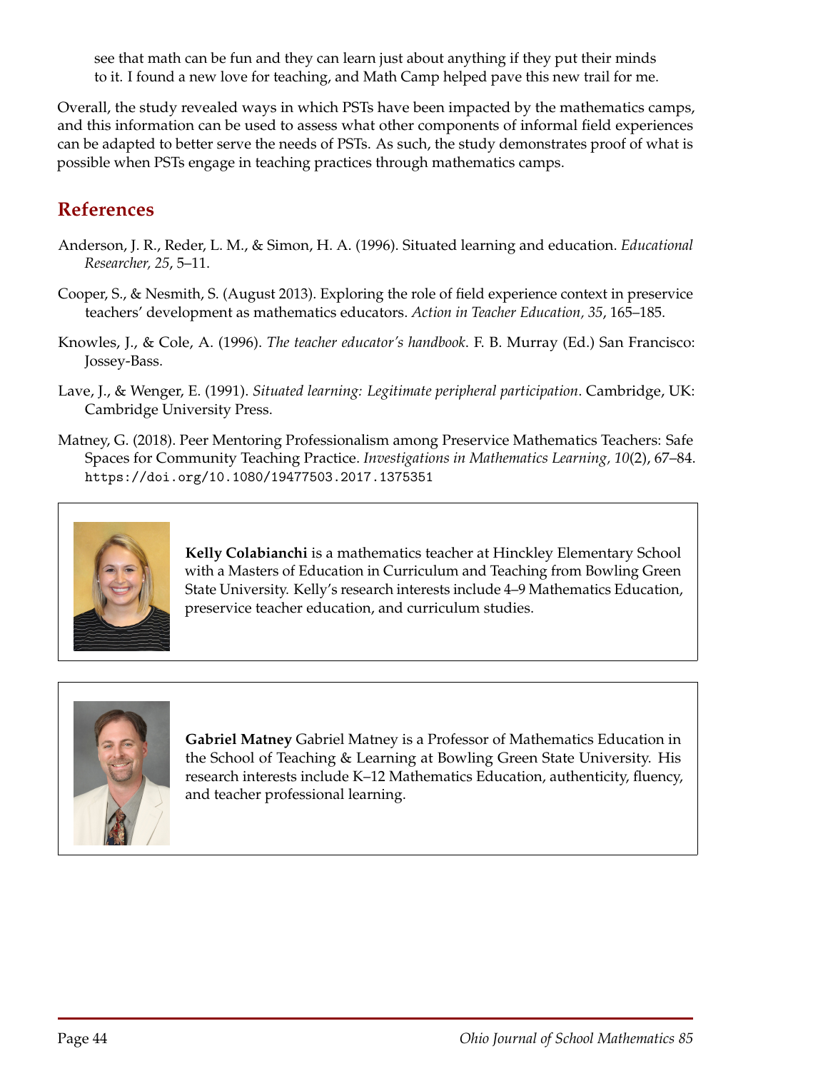> see that math can be fun and they can learn just about anything if they put their minds to it. I found a new love for teaching, and Math Camp helped pave this new trail for me.

Overall, the study revealed ways in which PSTs have been impacted by the mathematics camps, and this information can be used to assess what other components of informal field experiences can be adapted to better serve the needs of PSTs. As such, the study demonstrates proof of what is possible when PSTs engage in teaching practices through mathematics camps.

## References

Anderson, J. R., Reder, L. M., & Simon, H. A. (1996). Situated learning and education. *Educational Researcher, 25*, 5–11.

Cooper, S., & Nesmith, S. (August 2013). Exploring the role of field experience context in preservice teachers' development as mathematics educators. *Action in Teacher Education, 35*, 165–185.

Knowles, J., & Cole, A. (1996). *The teacher educator's handbook*. F. B. Murray (Ed.) San Francisco: Jossey-Bass.

Lave, J., & Wenger, E. (1991). *Situated learning: Legitimate peripheral participation*. Cambridge, UK: Cambridge University Press.

Matney, G. (2018). Peer Mentoring Professionalism among Preservice Mathematics Teachers: Safe Spaces for Community Teaching Practice. *Investigations in Mathematics Learning, 10*(2), 67–84. https://doi.org/10.1080/19477503.2017.1375351

**Kelly Colabianchi** is a mathematics teacher at Hinckley Elementary School with a Masters of Education in Curriculum and Teaching from Bowling Green State University. Kelly's research interests include 4–9 Mathematics Education, preservice teacher education, and curriculum studies.

**Gabriel Matney** Gabriel Matney is a Professor of Mathematics Education in the School of Teaching & Learning at Bowling Green State University. His research interests include K–12 Mathematics Education, authenticity, fluency, and teacher professional learning.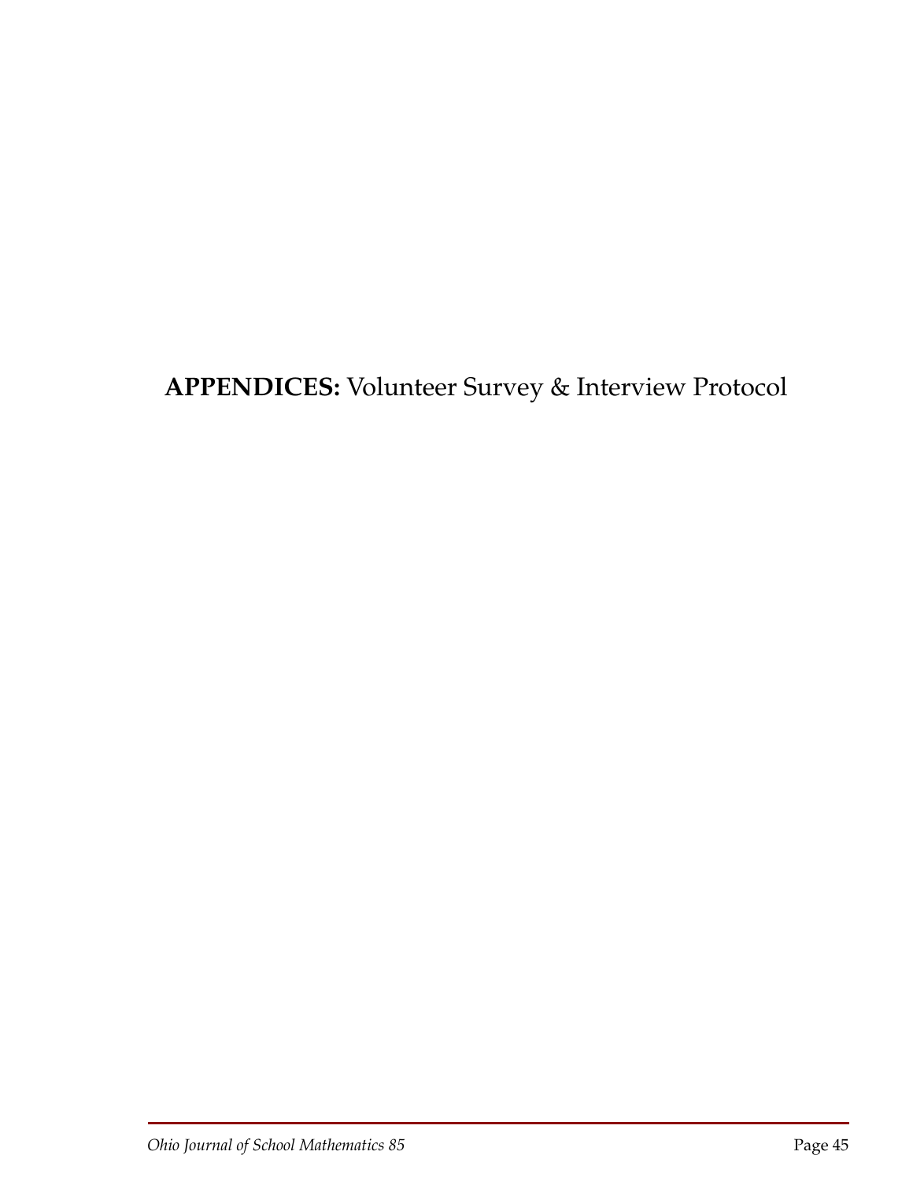**APPENDICES:** Volunteer Survey & Interview Protocol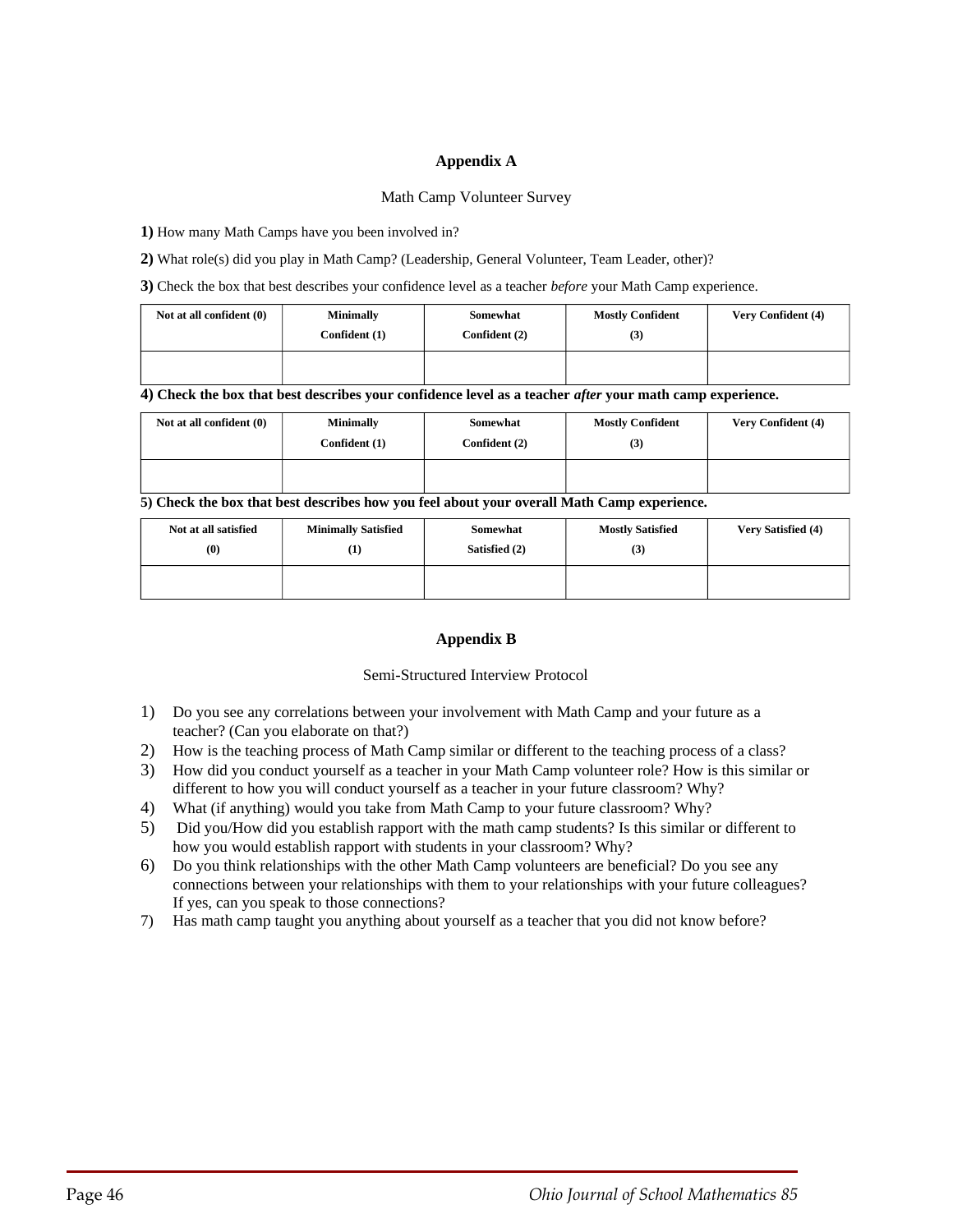## Appendix A

Math Camp Volunteer Survey

**1)** How many Math Camps have you been involved in?

**2)** What role(s) did you play in Math Camp? (Leadership, General Volunteer, Team Leader, other)?

**3)** Check the box that best describes your confidence level as a teacher *before* your Math Camp experience.

| Not at all confident (0) | Minimally Confident (1) | Somewhat Confident (2) | Mostly Confident (3) | Very Confident (4) |
|---|---|---|---|---|
| | | | | |

**4) Check the box that best describes your confidence level as a teacher *after* your math camp experience.**

| Not at all confident (0) | Minimally Confident (1) | Somewhat Confident (2) | Mostly Confident (3) | Very Confident (4) |
|---|---|---|---|---|
| | | | | |

**5) Check the box that best describes how you feel about your overall Math Camp experience.**

| Not at all satisfied (0) | Minimally Satisfied (1) | Somewhat Satisfied (2) | Mostly Satisfied (3) | Very Satisfied (4) |
|---|---|---|---|---|
| | | | | |

## Appendix B

Semi-Structured Interview Protocol

1) Do you see any correlations between your involvement with Math Camp and your future as a teacher? (Can you elaborate on that?)
2) How is the teaching process of Math Camp similar or different to the teaching process of a class?
3) How did you conduct yourself as a teacher in your Math Camp volunteer role? How is this similar or different to how you will conduct yourself as a teacher in your future classroom? Why?
4) What (if anything) would you take from Math Camp to your future classroom? Why?
5) Did you/How did you establish rapport with the math camp students? Is this similar or different to how you would establish rapport with students in your classroom? Why?
6) Do you think relationships with the other Math Camp volunteers are beneficial? Do you see any connections between your relationships with them to your relationships with your future colleagues? If yes, can you speak to those connections?
7) Has math camp taught you anything about yourself as a teacher that you did not know before?